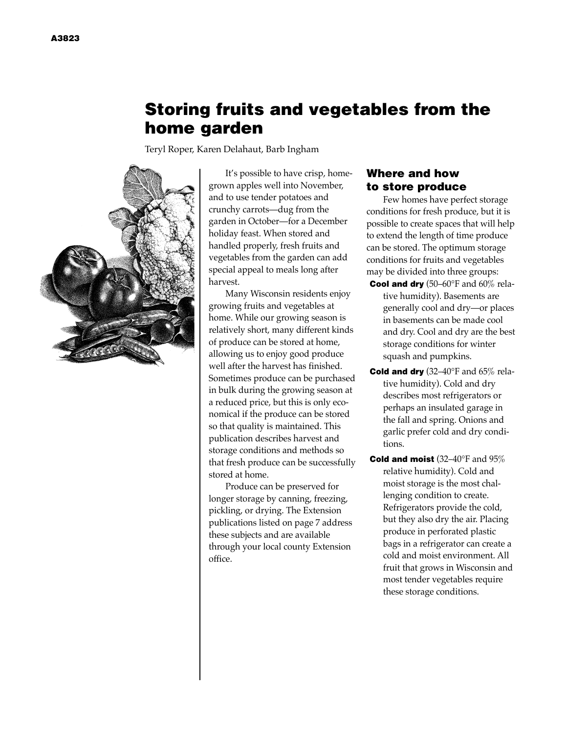A3823

# Storing fruits and vegetables from the home garden

Teryl Roper, Karen Delahaut, Barb Ingham

It's possible to have crisp, homegrown apples well into November, and to use tender potatoes and crunchy carrots—dug from the garden in October—for a December holiday feast. When stored and handled properly, fresh fruits and vegetables from the garden can add special appeal to meals long after harvest.

Many Wisconsin residents enjoy growing fruits and vegetables at home. While our growing season is relatively short, many different kinds of produce can be stored at home, allowing us to enjoy good produce well after the harvest has finished. Sometimes produce can be purchased in bulk during the growing season at a reduced price, but this is only economical if the produce can be stored so that quality is maintained. This publication describes harvest and storage conditions and methods so that fresh produce can be successfully stored at home.

Produce can be preserved for longer storage by canning, freezing, pickling, or drying. The Extension publications listed on page 7 address these subjects and are available through your local county Extension office.

## Where and how to store produce

Few homes have perfect storage conditions for fresh produce, but it is possible to create spaces that will help to extend the length of time produce can be stored. The optimum storage conditions for fruits and vegetables may be divided into three groups:

**Cool and dry** (50–60°F and 60% relative humidity). Basements are generally cool and dry—or places in basements can be made cool and dry. Cool and dry are the best storage conditions for winter squash and pumpkins.

**Cold and dry** (32–40°F and 65% relative humidity). Cold and dry describes most refrigerators or perhaps an insulated garage in the fall and spring. Onions and garlic prefer cold and dry conditions.

**Cold and moist** (32–40°F and 95% relative humidity). Cold and moist storage is the most challenging condition to create. Refrigerators provide the cold, but they also dry the air. Placing produce in perforated plastic bags in a refrigerator can create a cold and moist environment. All fruit that grows in Wisconsin and most tender vegetables require these storage conditions.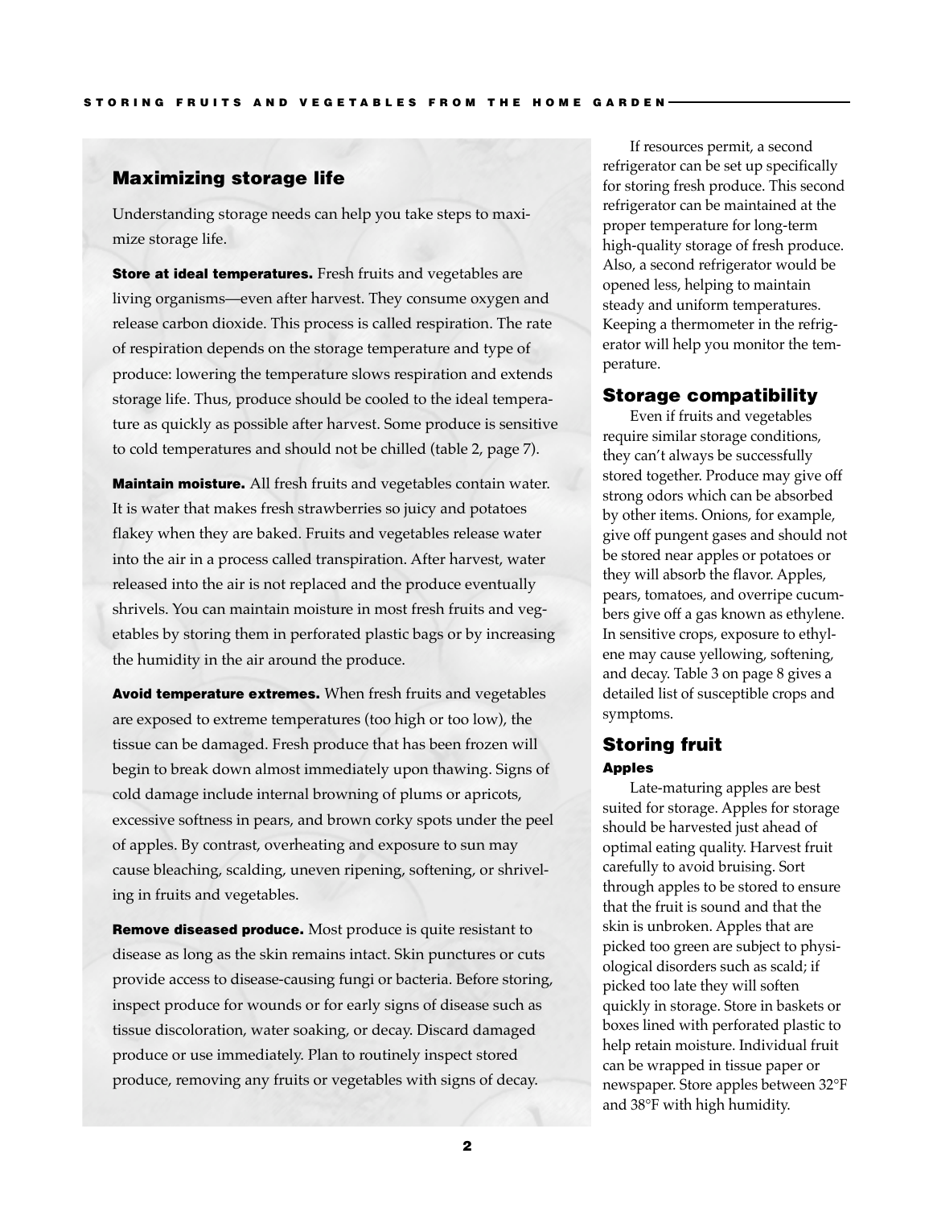## Maximizing storage life

Understanding storage needs can help you take steps to maximize storage life.

**Store at ideal temperatures.** Fresh fruits and vegetables are living organisms—even after harvest. They consume oxygen and release carbon dioxide. This process is called respiration. The rate of respiration depends on the storage temperature and type of produce: lowering the temperature slows respiration and extends storage life. Thus, produce should be cooled to the ideal temperature as quickly as possible after harvest. Some produce is sensitive to cold temperatures and should not be chilled (table 2, page 7).

**Maintain moisture.** All fresh fruits and vegetables contain water. It is water that makes fresh strawberries so juicy and potatoes flakey when they are baked. Fruits and vegetables release water into the air in a process called transpiration. After harvest, water released into the air is not replaced and the produce eventually shrivels. You can maintain moisture in most fresh fruits and vegetables by storing them in perforated plastic bags or by increasing the humidity in the air around the produce.

**Avoid temperature extremes.** When fresh fruits and vegetables are exposed to extreme temperatures (too high or too low), the tissue can be damaged. Fresh produce that has been frozen will begin to break down almost immediately upon thawing. Signs of cold damage include internal browning of plums or apricots, excessive softness in pears, and brown corky spots under the peel of apples. By contrast, overheating and exposure to sun may cause bleaching, scalding, uneven ripening, softening, or shriveling in fruits and vegetables.

**Remove diseased produce.** Most produce is quite resistant to disease as long as the skin remains intact. Skin punctures or cuts provide access to disease-causing fungi or bacteria. Before storing, inspect produce for wounds or for early signs of disease such as tissue discoloration, water soaking, or decay. Discard damaged produce or use immediately. Plan to routinely inspect stored produce, removing any fruits or vegetables with signs of decay.

If resources permit, a second refrigerator can be set up specifically for storing fresh produce. This second refrigerator can be maintained at the proper temperature for long-term high-quality storage of fresh produce. Also, a second refrigerator would be opened less, helping to maintain steady and uniform temperatures. Keeping a thermometer in the refrigerator will help you monitor the temperature.

## Storage compatibility

Even if fruits and vegetables require similar storage conditions, they can't always be successfully stored together. Produce may give off strong odors which can be absorbed by other items. Onions, for example, give off pungent gases and should not be stored near apples or potatoes or they will absorb the flavor. Apples, pears, tomatoes, and overripe cucumbers give off a gas known as ethylene. In sensitive crops, exposure to ethylene may cause yellowing, softening, and decay. Table 3 on page 8 gives a detailed list of susceptible crops and symptoms.

## Storing fruit

### Apples

Late-maturing apples are best suited for storage. Apples for storage should be harvested just ahead of optimal eating quality. Harvest fruit carefully to avoid bruising. Sort through apples to be stored to ensure that the fruit is sound and that the skin is unbroken. Apples that are picked too green are subject to physiological disorders such as scald; if picked too late they will soften quickly in storage. Store in baskets or boxes lined with perforated plastic to help retain moisture. Individual fruit can be wrapped in tissue paper or newspaper. Store apples between 32°F and 38°F with high humidity.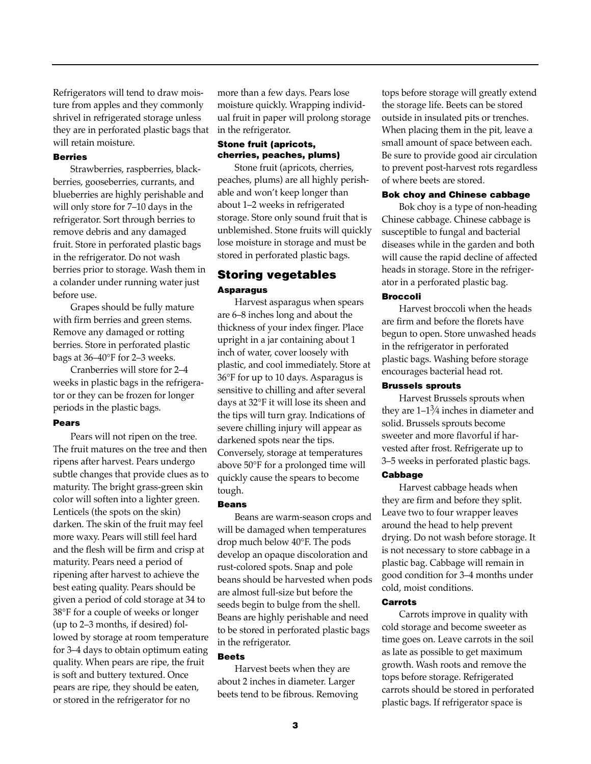Refrigerators will tend to draw moisture from apples and they commonly shrivel in refrigerated storage unless they are in perforated plastic bags that will retain moisture.

#### Berries

Strawberries, raspberries, blackberries, gooseberries, currants, and blueberries are highly perishable and will only store for 7–10 days in the refrigerator. Sort through berries to remove debris and any damaged fruit. Store in perforated plastic bags in the refrigerator. Do not wash berries prior to storage. Wash them in a colander under running water just before use.

Grapes should be fully mature with firm berries and green stems. Remove any damaged or rotting berries. Store in perforated plastic bags at 36–40°F for 2–3 weeks.

Cranberries will store for 2–4 weeks in plastic bags in the refrigerator or they can be frozen for longer periods in the plastic bags.

#### Pears

Pears will not ripen on the tree. The fruit matures on the tree and then ripens after harvest. Pears undergo subtle changes that provide clues as to maturity. The bright grass-green skin color will soften into a lighter green. Lenticels (the spots on the skin) darken. The skin of the fruit may feel more waxy. Pears will still feel hard and the flesh will be firm and crisp at maturity. Pears need a period of ripening after harvest to achieve the best eating quality. Pears should be given a period of cold storage at 34 to 38°F for a couple of weeks or longer (up to 2–3 months, if desired) followed by storage at room temperature for 3–4 days to obtain optimum eating quality. When pears are ripe, the fruit is soft and buttery textured. Once pears are ripe, they should be eaten, or stored in the refrigerator for no more than a few days. Pears lose moisture quickly. Wrapping individual fruit in paper will prolong storage in the refrigerator.

#### Stone fruit (apricots, cherries, peaches, plums)

Stone fruit (apricots, cherries, peaches, plums) are all highly perishable and won't keep longer than about 1–2 weeks in refrigerated storage. Store only sound fruit that is unblemished. Stone fruits will quickly lose moisture in storage and must be stored in perforated plastic bags.

## Storing vegetables

#### Asparagus

Harvest asparagus when spears are 6–8 inches long and about the thickness of your index finger. Place upright in a jar containing about 1 inch of water, cover loosely with plastic, and cool immediately. Store at 36°F for up to 10 days. Asparagus is sensitive to chilling and after several days at 32°F it will lose its sheen and the tips will turn gray. Indications of severe chilling injury will appear as darkened spots near the tips. Conversely, storage at temperatures above 50°F for a prolonged time will quickly cause the spears to become tough.

#### Beans

Beans are warm-season crops and will be damaged when temperatures drop much below 40°F. The pods develop an opaque discoloration and rust-colored spots. Snap and pole beans should be harvested when pods are almost full-size but before the seeds begin to bulge from the shell. Beans are highly perishable and need to be stored in perforated plastic bags in the refrigerator.

#### Beets

Harvest beets when they are about 2 inches in diameter. Larger beets tend to be fibrous. Removing tops before storage will greatly extend the storage life. Beets can be stored outside in insulated pits or trenches. When placing them in the pit, leave a small amount of space between each. Be sure to provide good air circulation to prevent post-harvest rots regardless of where beets are stored.

#### Bok choy and Chinese cabbage

Bok choy is a type of non-heading Chinese cabbage. Chinese cabbage is susceptible to fungal and bacterial diseases while in the garden and both will cause the rapid decline of affected heads in storage. Store in the refrigerator in a perforated plastic bag.

#### Broccoli

Harvest broccoli when the heads are firm and before the florets have begun to open. Store unwashed heads in the refrigerator in perforated plastic bags. Washing before storage encourages bacterial head rot.

#### Brussels sprouts

Harvest Brussels sprouts when they are 1–1¾ inches in diameter and solid. Brussels sprouts become sweeter and more flavorful if harvested after frost. Refrigerate up to 3–5 weeks in perforated plastic bags.

#### Cabbage

Harvest cabbage heads when they are firm and before they split. Leave two to four wrapper leaves around the head to help prevent drying. Do not wash before storage. It is not necessary to store cabbage in a plastic bag. Cabbage will remain in good condition for 3–4 months under cold, moist conditions.

#### Carrots

Carrots improve in quality with cold storage and become sweeter as time goes on. Leave carrots in the soil as late as possible to get maximum growth. Wash roots and remove the tops before storage. Refrigerated carrots should be stored in perforated plastic bags. If refrigerator space is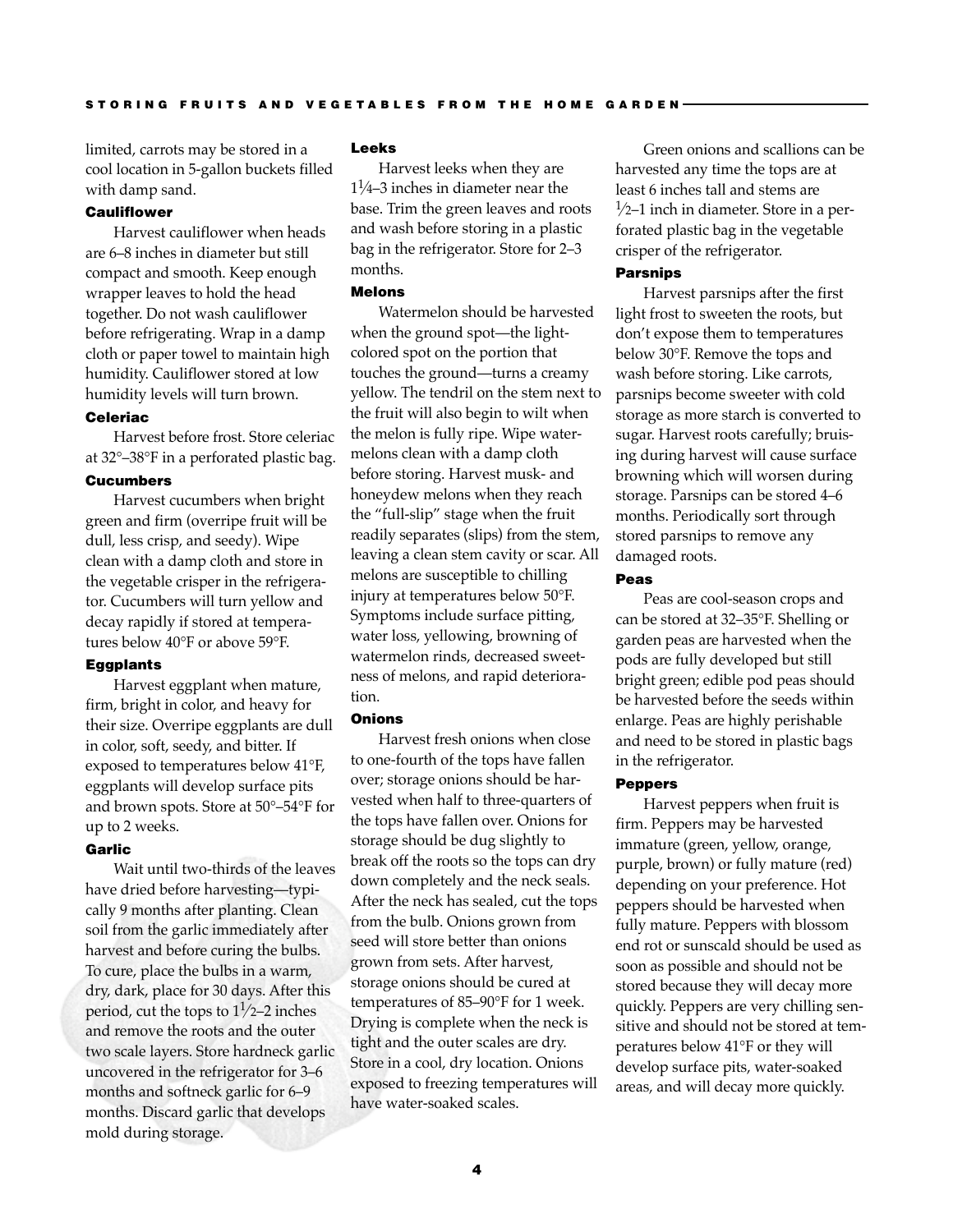limited, carrots may be stored in a cool location in 5-gallon buckets filled with damp sand.

### Cauliflower

Harvest cauliflower when heads are 6–8 inches in diameter but still compact and smooth. Keep enough wrapper leaves to hold the head together. Do not wash cauliflower before refrigerating. Wrap in a damp cloth or paper towel to maintain high humidity. Cauliflower stored at low humidity levels will turn brown.

### Celeriac

Harvest before frost. Store celeriac at 32°–38°F in a perforated plastic bag.

### Cucumbers

Harvest cucumbers when bright green and firm (overripe fruit will be dull, less crisp, and seedy). Wipe clean with a damp cloth and store in the vegetable crisper in the refrigerator. Cucumbers will turn yellow and decay rapidly if stored at temperatures below 40°F or above 59°F.

### Eggplants

Harvest eggplant when mature, firm, bright in color, and heavy for their size. Overripe eggplants are dull in color, soft, seedy, and bitter. If exposed to temperatures below 41°F, eggplants will develop surface pits and brown spots. Store at 50°–54°F for up to 2 weeks.

### Garlic

Wait until two-thirds of the leaves have dried before harvesting—typically 9 months after planting. Clean soil from the garlic immediately after harvest and before curing the bulbs. To cure, place the bulbs in a warm, dry, dark, place for 30 days. After this period, cut the tops to 1½–2 inches and remove the roots and the outer two scale layers. Store hardneck garlic uncovered in the refrigerator for 3–6 months and softneck garlic for 6–9 months. Discard garlic that develops mold during storage.

### Leeks

Harvest leeks when they are 1¼–3 inches in diameter near the base. Trim the green leaves and roots and wash before storing in a plastic bag in the refrigerator. Store for 2–3 months.

### Melons

Watermelon should be harvested when the ground spot—the light-colored spot on the portion that touches the ground—turns a creamy yellow. The tendril on the stem next to the fruit will also begin to wilt when the melon is fully ripe. Wipe watermelons clean with a damp cloth before storing. Harvest musk- and honeydew melons when they reach the "full-slip" stage when the fruit readily separates (slips) from the stem, leaving a clean stem cavity or scar. All melons are susceptible to chilling injury at temperatures below 50°F. Symptoms include surface pitting, water loss, yellowing, browning of watermelon rinds, decreased sweetness of melons, and rapid deterioration.

### Onions

Harvest fresh onions when close to one-fourth of the tops have fallen over; storage onions should be harvested when half to three-quarters of the tops have fallen over. Onions for storage should be dug slightly to break off the roots so the tops can dry down completely and the neck seals. After the neck has sealed, cut the tops from the bulb. Onions grown from seed will store better than onions grown from sets. After harvest, storage onions should be cured at temperatures of 85–90°F for 1 week. Drying is complete when the neck is tight and the outer scales are dry. Store in a cool, dry location. Onions exposed to freezing temperatures will have water-soaked scales.

Green onions and scallions can be harvested any time the tops are at least 6 inches tall and stems are ½–1 inch in diameter. Store in a perforated plastic bag in the vegetable crisper of the refrigerator.

### Parsnips

Harvest parsnips after the first light frost to sweeten the roots, but don't expose them to temperatures below 30°F. Remove the tops and wash before storing. Like carrots, parsnips become sweeter with cold storage as more starch is converted to sugar. Harvest roots carefully; bruising during harvest will cause surface browning which will worsen during storage. Parsnips can be stored 4–6 months. Periodically sort through stored parsnips to remove any damaged roots.

### Peas

Peas are cool-season crops and can be stored at 32–35°F. Shelling or garden peas are harvested when the pods are fully developed but still bright green; edible pod peas should be harvested before the seeds within enlarge. Peas are highly perishable and need to be stored in plastic bags in the refrigerator.

### Peppers

Harvest peppers when fruit is firm. Peppers may be harvested immature (green, yellow, orange, purple, brown) or fully mature (red) depending on your preference. Hot peppers should be harvested when fully mature. Peppers with blossom end rot or sunscald should be used as soon as possible and should not be stored because they will decay more quickly. Peppers are very chilling sensitive and should not be stored at temperatures below 41°F or they will develop surface pits, water-soaked areas, and will decay more quickly.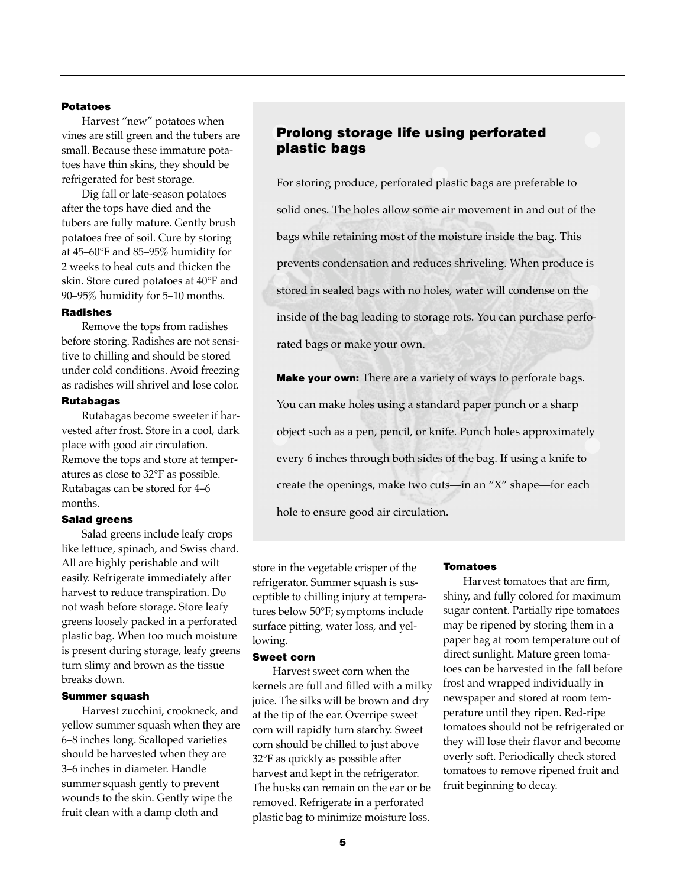### Potatoes

Harvest "new" potatoes when vines are still green and the tubers are small. Because these immature potatoes have thin skins, they should be refrigerated for best storage.

Dig fall or late-season potatoes after the tops have died and the tubers are fully mature. Gently brush potatoes free of soil. Cure by storing at 45–60°F and 85–95% humidity for 2 weeks to heal cuts and thicken the skin. Store cured potatoes at 40°F and 90–95% humidity for 5–10 months.

### Radishes

Remove the tops from radishes before storing. Radishes are not sensitive to chilling and should be stored under cold conditions. Avoid freezing as radishes will shrivel and lose color.

### Rutabagas

Rutabagas become sweeter if harvested after frost. Store in a cool, dark place with good air circulation. Remove the tops and store at temperatures as close to 32°F as possible. Rutabagas can be stored for 4–6 months.

### Salad greens

Salad greens include leafy crops like lettuce, spinach, and Swiss chard. All are highly perishable and wilt easily. Refrigerate immediately after harvest to reduce transpiration. Do not wash before storage. Store leafy greens loosely packed in a perforated plastic bag. When too much moisture is present during storage, leafy greens turn slimy and brown as the tissue breaks down.

### Summer squash

Harvest zucchini, crookneck, and yellow summer squash when they are 6–8 inches long. Scalloped varieties should be harvested when they are 3–6 inches in diameter. Handle summer squash gently to prevent wounds to the skin. Gently wipe the fruit clean with a damp cloth and store in the vegetable crisper of the refrigerator. Summer squash is susceptible to chilling injury at temperatures below 50°F; symptoms include surface pitting, water loss, and yellowing.

### Sweet corn

Harvest sweet corn when the kernels are full and filled with a milky juice. The silks will be brown and dry at the tip of the ear. Overripe sweet corn will rapidly turn starchy. Sweet corn should be chilled to just above 32°F as quickly as possible after harvest and kept in the refrigerator. The husks can remain on the ear or be removed. Refrigerate in a perforated plastic bag to minimize moisture loss.

### Tomatoes

Harvest tomatoes that are firm, shiny, and fully colored for maximum sugar content. Partially ripe tomatoes may be ripened by storing them in a paper bag at room temperature out of direct sunlight. Mature green tomatoes can be harvested in the fall before frost and wrapped individually in newspaper and stored at room temperature until they ripen. Red-ripe tomatoes should not be refrigerated or they will lose their flavor and become overly soft. Periodically check stored tomatoes to remove ripened fruit and fruit beginning to decay.

## Prolong storage life using perforated plastic bags

For storing produce, perforated plastic bags are preferable to solid ones. The holes allow some air movement in and out of the bags while retaining most of the moisture inside the bag. This prevents condensation and reduces shriveling. When produce is stored in sealed bags with no holes, water will condense on the inside of the bag leading to storage rots. You can purchase perforated bags or make your own.

**Make your own:** There are a variety of ways to perforate bags. You can make holes using a standard paper punch or a sharp object such as a pen, pencil, or knife. Punch holes approximately every 6 inches through both sides of the bag. If using a knife to create the openings, make two cuts—in an "X" shape—for each hole to ensure good air circulation.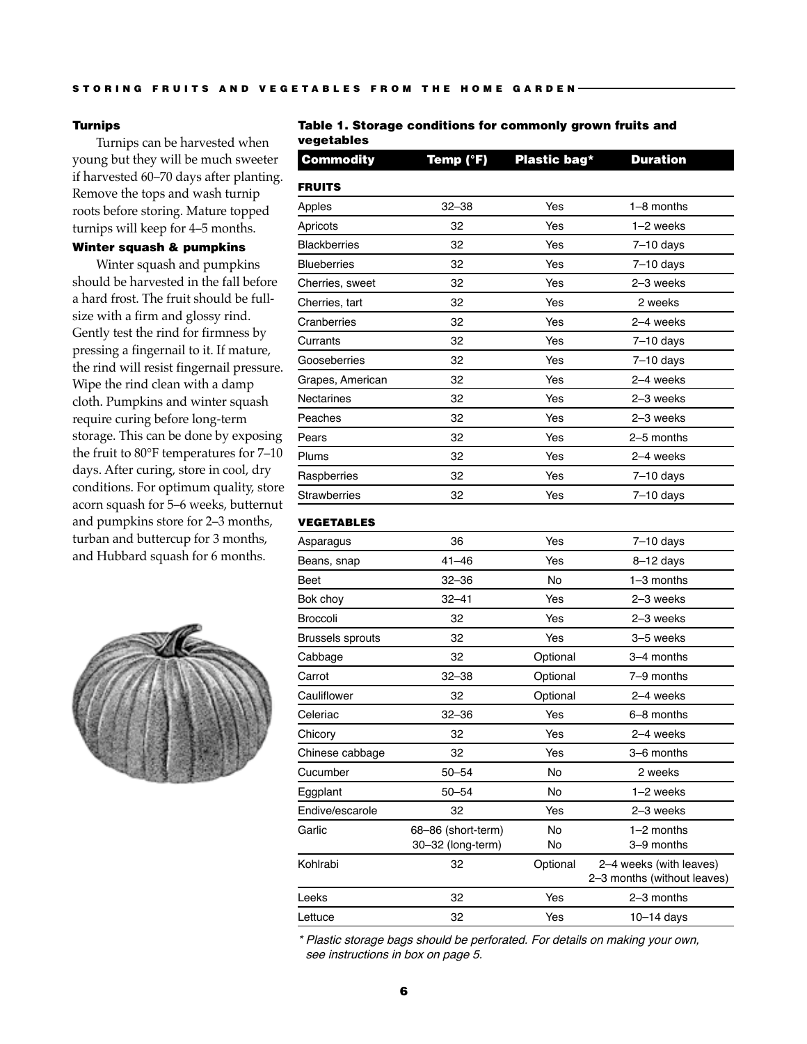### Turnips

Turnips can be harvested when young but they will be much sweeter if harvested 60–70 days after planting. Remove the tops and wash turnip roots before storing. Mature topped turnips will keep for 4–5 months.

### Winter squash & pumpkins

Winter squash and pumpkins should be harvested in the fall before a hard frost. The fruit should be full-size with a firm and glossy rind. Gently test the rind for firmness by pressing a fingernail to it. If mature, the rind will resist fingernail pressure. Wipe the rind clean with a damp cloth. Pumpkins and winter squash require curing before long-term storage. This can be done by exposing the fruit to 80°F temperatures for 7–10 days. After curing, store in cool, dry conditions. For optimum quality, store acorn squash for 5–6 weeks, butternut and pumpkins store for 2–3 months, turban and buttercup for 3 months, and Hubbard squash for 6 months.

**Table 1. Storage conditions for commonly grown fruits and vegetables**

| Commodity | Temp (°F) | Plastic bag* | Duration |
|---|---|---|---|
| **FRUITS** | | | |
| Apples | 32–38 | Yes | 1–8 months |
| Apricots | 32 | Yes | 1–2 weeks |
| Blackberries | 32 | Yes | 7–10 days |
| Blueberries | 32 | Yes | 7–10 days |
| Cherries, sweet | 32 | Yes | 2–3 weeks |
| Cherries, tart | 32 | Yes | 2 weeks |
| Cranberries | 32 | Yes | 2–4 weeks |
| Currants | 32 | Yes | 7–10 days |
| Gooseberries | 32 | Yes | 7–10 days |
| Grapes, American | 32 | Yes | 2–4 weeks |
| Nectarines | 32 | Yes | 2–3 weeks |
| Peaches | 32 | Yes | 2–3 weeks |
| Pears | 32 | Yes | 2–5 months |
| Plums | 32 | Yes | 2–4 weeks |
| Raspberries | 32 | Yes | 7–10 days |
| Strawberries | 32 | Yes | 7–10 days |
| **VEGETABLES** | | | |
| Asparagus | 36 | Yes | 7–10 days |
| Beans, snap | 41–46 | Yes | 8–12 days |
| Beet | 32–36 | No | 1–3 months |
| Bok choy | 32–41 | Yes | 2–3 weeks |
| Broccoli | 32 | Yes | 2–3 weeks |
| Brussels sprouts | 32 | Yes | 3–5 weeks |
| Cabbage | 32 | Optional | 3–4 months |
| Carrot | 32–38 | Optional | 7–9 months |
| Cauliflower | 32 | Optional | 2–4 weeks |
| Celeriac | 32–36 | Yes | 6–8 months |
| Chicory | 32 | Yes | 2–4 weeks |
| Chinese cabbage | 32 | Yes | 3–6 months |
| Cucumber | 50–54 | No | 2 weeks |
| Eggplant | 50–54 | No | 1–2 weeks |
| Endive/escarole | 32 | Yes | 2–3 weeks |
| Garlic | 68–86 (short-term)<br>30–32 (long-term) | No<br>No | 1–2 months<br>3–9 months |
| Kohlrabi | 32 | Optional | 2–4 weeks (with leaves)<br>2–3 months (without leaves) |
| Leeks | 32 | Yes | 2–3 months |
| Lettuce | 32 | Yes | 10–14 days |

*\* Plastic storage bags should be perforated. For details on making your own, see instructions in box on page 5.*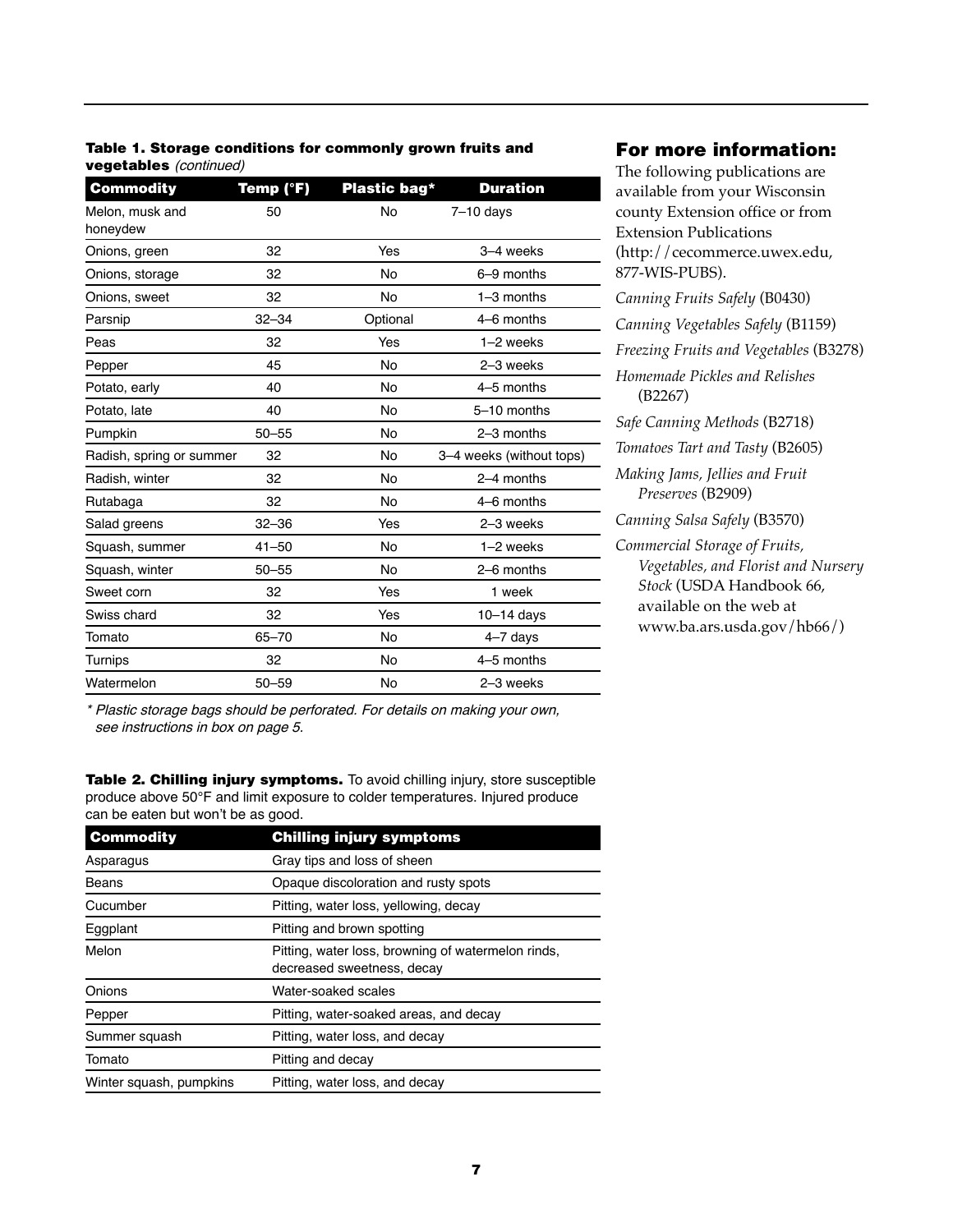**Table 1. Storage conditions for commonly grown fruits and vegetables** *(continued)*

| Commodity | Temp (°F) | Plastic bag* | Duration |
| --- | --- | --- | --- |
| Melon, musk and honeydew | 50 | No | 7–10 days |
| Onions, green | 32 | Yes | 3–4 weeks |
| Onions, storage | 32 | No | 6–9 months |
| Onions, sweet | 32 | No | 1–3 months |
| Parsnip | 32–34 | Optional | 4–6 months |
| Peas | 32 | Yes | 1–2 weeks |
| Pepper | 45 | No | 2–3 weeks |
| Potato, early | 40 | No | 4–5 months |
| Potato, late | 40 | No | 5–10 months |
| Pumpkin | 50–55 | No | 2–3 months |
| Radish, spring or summer | 32 | No | 3–4 weeks (without tops) |
| Radish, winter | 32 | No | 2–4 months |
| Rutabaga | 32 | No | 4–6 months |
| Salad greens | 32–36 | Yes | 2–3 weeks |
| Squash, summer | 41–50 | No | 1–2 weeks |
| Squash, winter | 50–55 | No | 2–6 months |
| Sweet corn | 32 | Yes | 1 week |
| Swiss chard | 32 | Yes | 10–14 days |
| Tomato | 65–70 | No | 4–7 days |
| Turnips | 32 | No | 4–5 months |
| Watermelon | 50–59 | No | 2–3 weeks |

*\* Plastic storage bags should be perforated. For details on making your own, see instructions in box on page 5.*

**Table 2. Chilling injury symptoms.** To avoid chilling injury, store susceptible produce above 50°F and limit exposure to colder temperatures. Injured produce can be eaten but won't be as good.

| Commodity | Chilling injury symptoms |
| --- | --- |
| Asparagus | Gray tips and loss of sheen |
| Beans | Opaque discoloration and rusty spots |
| Cucumber | Pitting, water loss, yellowing, decay |
| Eggplant | Pitting and brown spotting |
| Melon | Pitting, water loss, browning of watermelon rinds, decreased sweetness, decay |
| Onions | Water-soaked scales |
| Pepper | Pitting, water-soaked areas, and decay |
| Summer squash | Pitting, water loss, and decay |
| Tomato | Pitting and decay |
| Winter squash, pumpkins | Pitting, water loss, and decay |

## For more information:

The following publications are available from your Wisconsin county Extension office or from Extension Publications (http://cecommerce.uwex.edu, 877-WIS-PUBS).

*Canning Fruits Safely* (B0430)

*Canning Vegetables Safely* (B1159)

*Freezing Fruits and Vegetables* (B3278)

*Homemade Pickles and Relishes* (B2267)

*Safe Canning Methods* (B2718)

*Tomatoes Tart and Tasty* (B2605)

*Making Jams, Jellies and Fruit Preserves* (B2909)

*Canning Salsa Safely* (B3570)

*Commercial Storage of Fruits, Vegetables, and Florist and Nursery Stock* (USDA Handbook 66, available on the web at www.ba.ars.usda.gov/hb66/)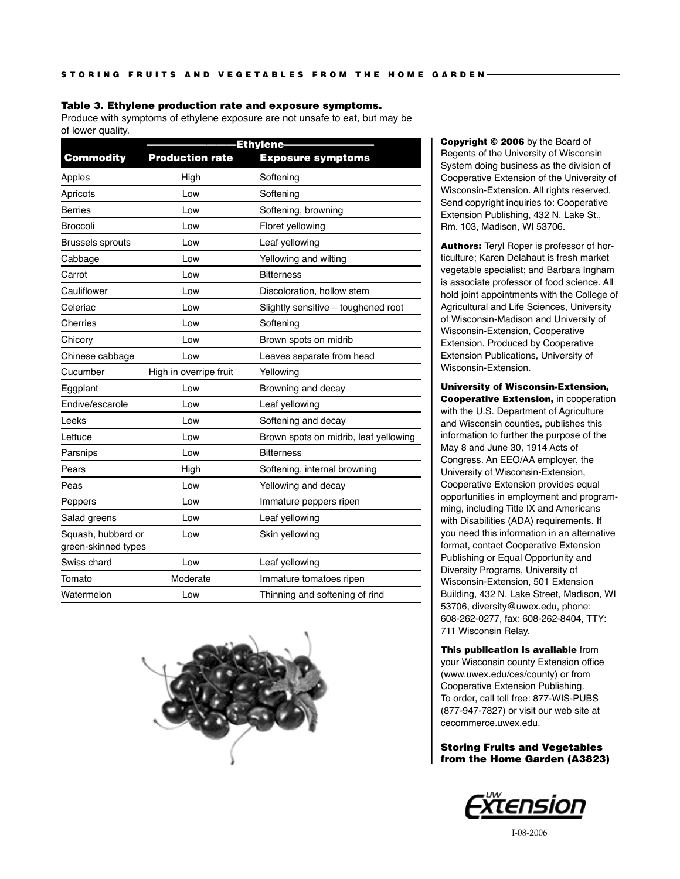**Table 3. Ethylene production rate and exposure symptoms.**
Produce with symptoms of ethylene exposure are not unsafe to eat, but may be of lower quality.

| | Ethylene | |
|---|---|---|
| **Commodity** | **Production rate** | **Exposure symptoms** |
| Apples | High | Softening |
| Apricots | Low | Softening |
| Berries | Low | Softening, browning |
| Broccoli | Low | Floret yellowing |
| Brussels sprouts | Low | Leaf yellowing |
| Cabbage | Low | Yellowing and wilting |
| Carrot | Low | Bitterness |
| Cauliflower | Low | Discoloration, hollow stem |
| Celeriac | Low | Slightly sensitive – toughened root |
| Cherries | Low | Softening |
| Chicory | Low | Brown spots on midrib |
| Chinese cabbage | Low | Leaves separate from head |
| Cucumber | High in overripe fruit | Yellowing |
| Eggplant | Low | Browning and decay |
| Endive/escarole | Low | Leaf yellowing |
| Leeks | Low | Softening and decay |
| Lettuce | Low | Brown spots on midrib, leaf yellowing |
| Parsnips | Low | Bitterness |
| Pears | High | Softening, internal browning |
| Peas | Low | Yellowing and decay |
| Peppers | Low | Immature peppers ripen |
| Salad greens | Low | Leaf yellowing |
| Squash, hubbard or green-skinned types | Low | Skin yellowing |
| Swiss chard | Low | Leaf yellowing |
| Tomato | Moderate | Immature tomatoes ripen |
| Watermelon | Low | Thinning and softening of rind |

**Copyright © 2006** by the Board of Regents of the University of Wisconsin System doing business as the division of Cooperative Extension of the University of Wisconsin-Extension. All rights reserved. Send copyright inquiries to: Cooperative Extension Publishing, 432 N. Lake St., Rm. 103, Madison, WI 53706.

**Authors:** Teryl Roper is professor of horticulture; Karen Delahaut is fresh market vegetable specialist; and Barbara Ingham is associate professor of food science. All hold joint appointments with the College of Agricultural and Life Sciences, University of Wisconsin-Madison and University of Wisconsin-Extension, Cooperative Extension. Produced by Cooperative Extension Publications, University of Wisconsin-Extension.

**University of Wisconsin-Extension, Cooperative Extension,** in cooperation with the U.S. Department of Agriculture and Wisconsin counties, publishes this information to further the purpose of the May 8 and June 30, 1914 Acts of Congress. An EEO/AA employer, the University of Wisconsin-Extension, Cooperative Extension provides equal opportunities in employment and programming, including Title IX and Americans with Disabilities (ADA) requirements. If you need this information in an alternative format, contact Cooperative Extension Publishing or Equal Opportunity and Diversity Programs, University of Wisconsin-Extension, 501 Extension Building, 432 N. Lake Street, Madison, WI 53706, diversity@uwex.edu, phone: 608-262-0277, fax: 608-262-8404, TTY: 711 Wisconsin Relay.

**This publication is available** from your Wisconsin county Extension office (www.uwex.edu/ces/county) or from Cooperative Extension Publishing. To order, call toll free: 877-WIS-PUBS (877-947-7827) or visit our web site at cecommerce.uwex.edu.

**Storing Fruits and Vegetables from the Home Garden (A3823)**

UW Extension

I-08-2006